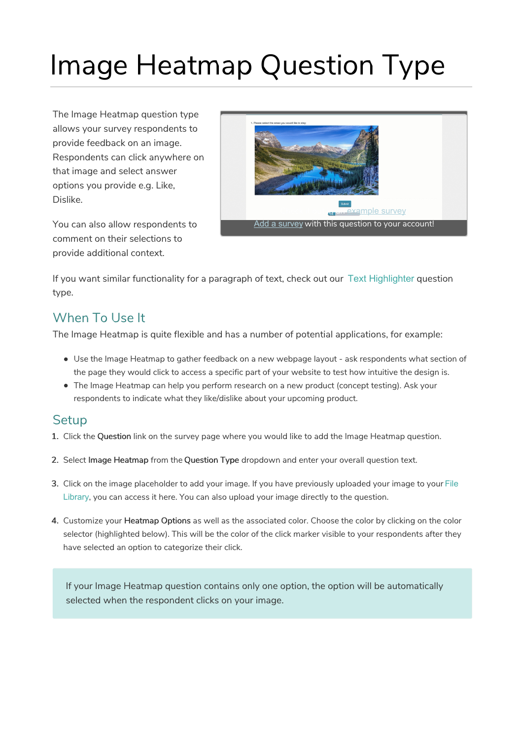# Image Heatmap Question Type

The Image Heatmap question type allows your survey respondents to provide feedback on an image. Respondents can click anywhere on that image and select answer options you provide e.g. Like, Dislike.

You can also allow respondents to comment on their selections to provide additional context.

Add a survey with this question to your account!

If you want similar functionality for a paragraph of text, check out our Text Highlighter question type.

## When To Use It

The Image Heatmap is quite flexible and has a number of potential applications, for example:

- Use the Image Heatmap to gather feedback on a new webpage layout - ask respondents what section of the page they would click to access a specific part of your website to test how intuitive the design is.
- The Image Heatmap can help you perform research on a new product (concept testing). Ask your respondents to indicate what they like/dislike about your upcoming product.

## Setup

1. Click the **Question** link on the survey page where you would like to add the Image Heatmap question.
2. Select **Image Heatmap** from the **Question Type** dropdown and enter your overall question text.
3. Click on the image placeholder to add your image. If you have previously uploaded your image to your File Library, you can access it here. You can also upload your image directly to the question.
4. Customize your **Heatmap Options** as well as the associated color. Choose the color by clicking on the color selector (highlighted below). This will be the color of the click marker visible to your respondents after they have selected an option to categorize their click.

> If your Image Heatmap question contains only one option, the option will be automatically selected when the respondent clicks on your image.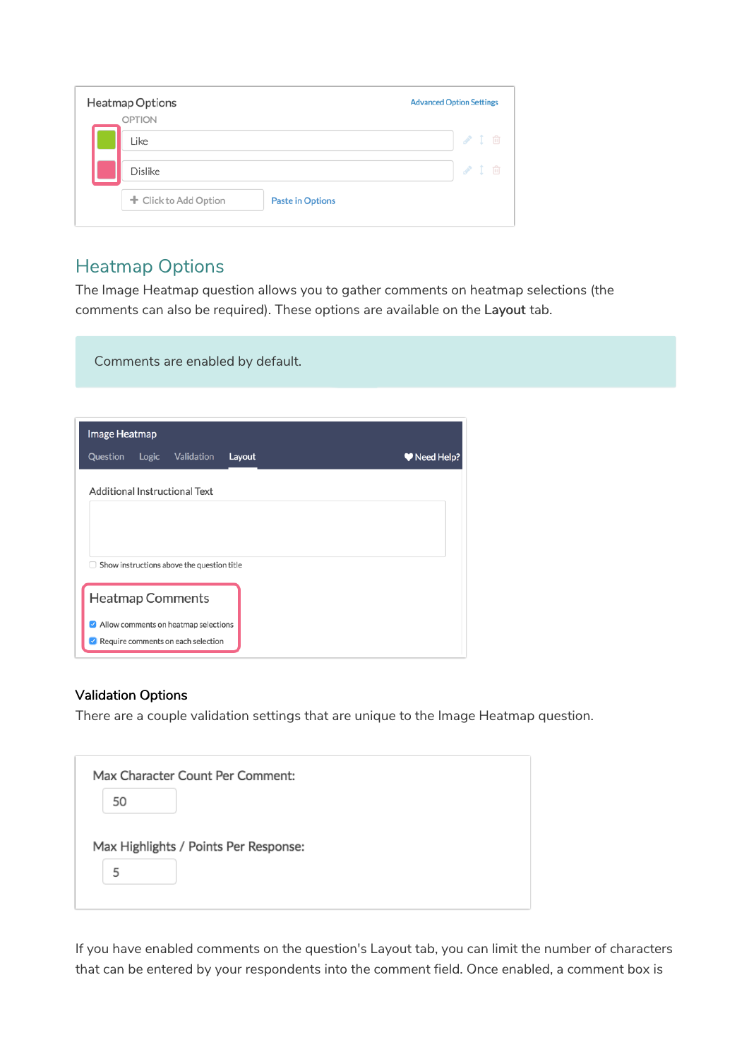Heatmap Options

OPTION

Advanced Option Settings

Like

Dislike

+ Click to Add Option

Paste in Options

## Heatmap Options

The Image Heatmap question allows you to gather comments on heatmap selections (the comments can also be required). These options are available on the **Layout** tab.

> Comments are enabled by default.

Image Heatmap

Question Logic Validation **Layout** ♥ Need Help?

Additional Instructional Text

Show instructions above the question title

Heatmap Comments

- [x] Allow comments on heatmap selections
- [x] Require comments on each selection

### Validation Options

There are a couple validation settings that are unique to the Image Heatmap question.

Max Character Count Per Comment:

50

Max Highlights / Points Per Response:

5

If you have enabled comments on the question's Layout tab, you can limit the number of characters that can be entered by your respondents into the comment field. Once enabled, a comment box is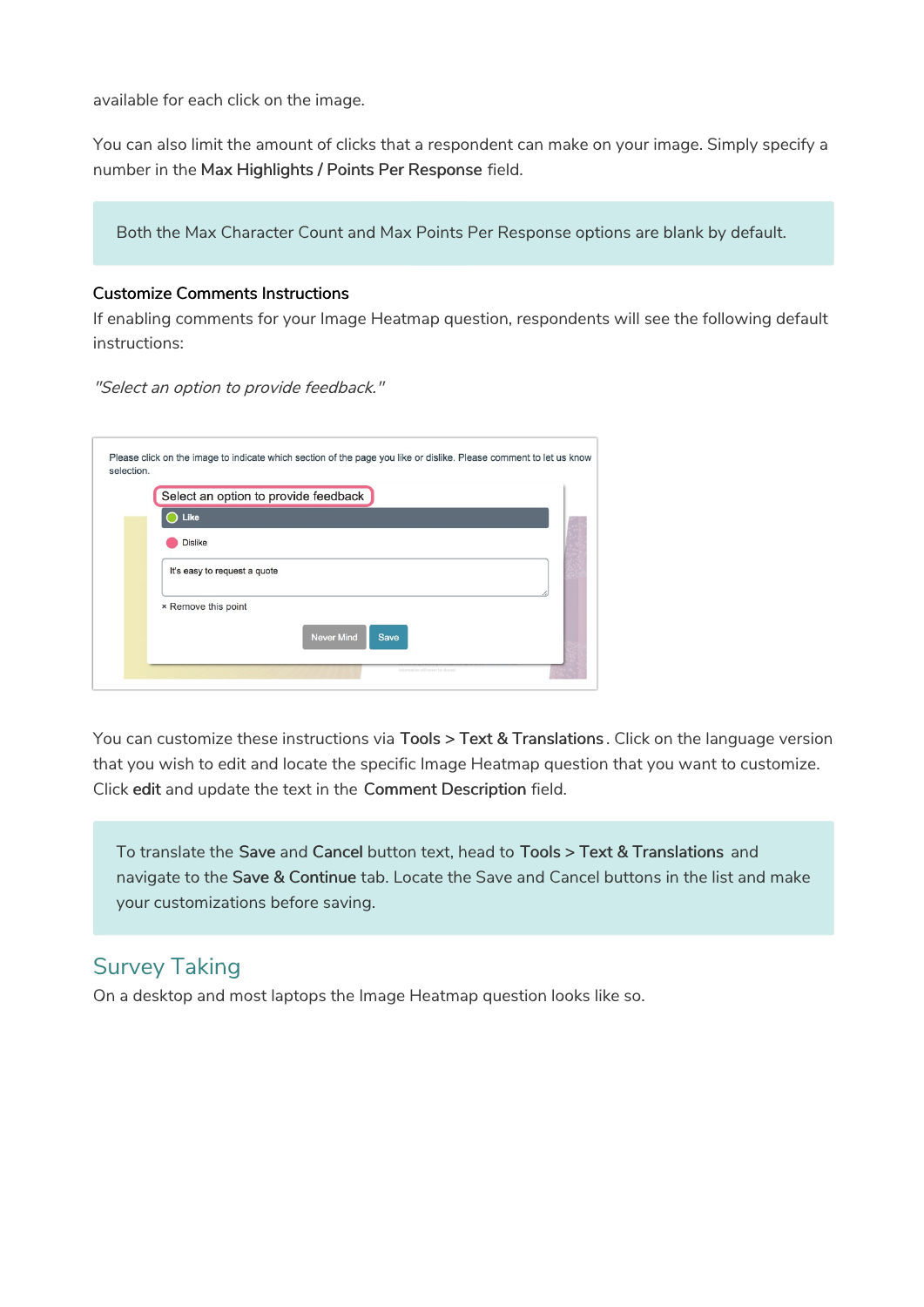available for each click on the image.

You can also limit the amount of clicks that a respondent can make on your image. Simply specify a number in the **Max Highlights / Points Per Response** field.

> Both the Max Character Count and Max Points Per Response options are blank by default.

### Customize Comments Instructions

If enabling comments for your Image Heatmap question, respondents will see the following default instructions:

*"Select an option to provide feedback."*

You can customize these instructions via **Tools** > **Text & Translations**. Click on the language version that you wish to edit and locate the specific Image Heatmap question that you want to customize. Click **edit** and update the text in the **Comment Description** field.

> To translate the **Save** and **Cancel** button text, head to **Tools** > **Text & Translations** and navigate to the **Save & Continue** tab. Locate the Save and Cancel buttons in the list and make your customizations before saving.

## Survey Taking

On a desktop and most laptops the Image Heatmap question looks like so.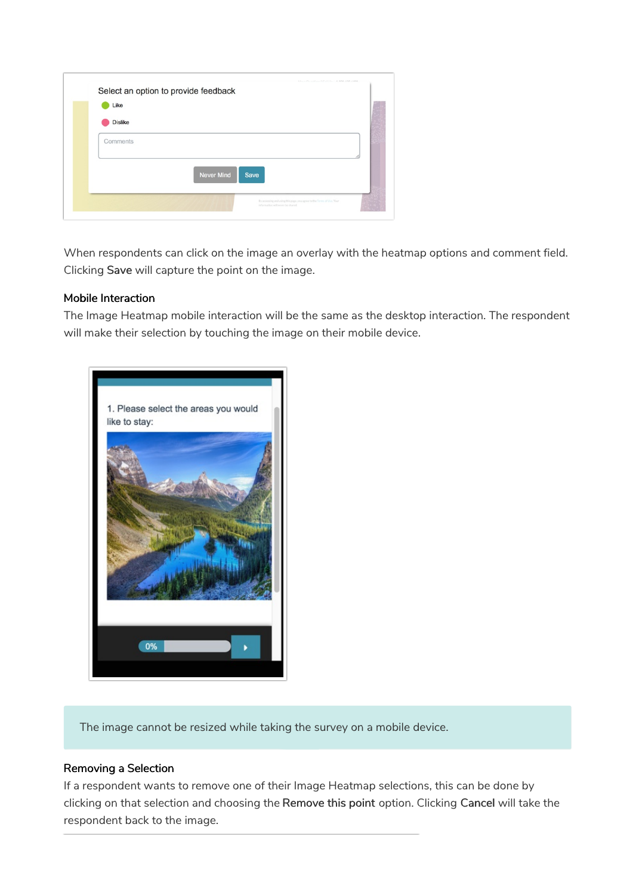When respondents can click on the image an overlay with the heatmap options and comment field. Clicking **Save** will capture the point on the image.

### Mobile Interaction

The Image Heatmap mobile interaction will be the same as the desktop interaction. The respondent will make their selection by touching the image on their mobile device.

> The image cannot be resized while taking the survey on a mobile device.

### Removing a Selection

If a respondent wants to remove one of their Image Heatmap selections, this can be done by clicking on that selection and choosing the **Remove this point** option. Clicking **Cancel** will take the respondent back to the image.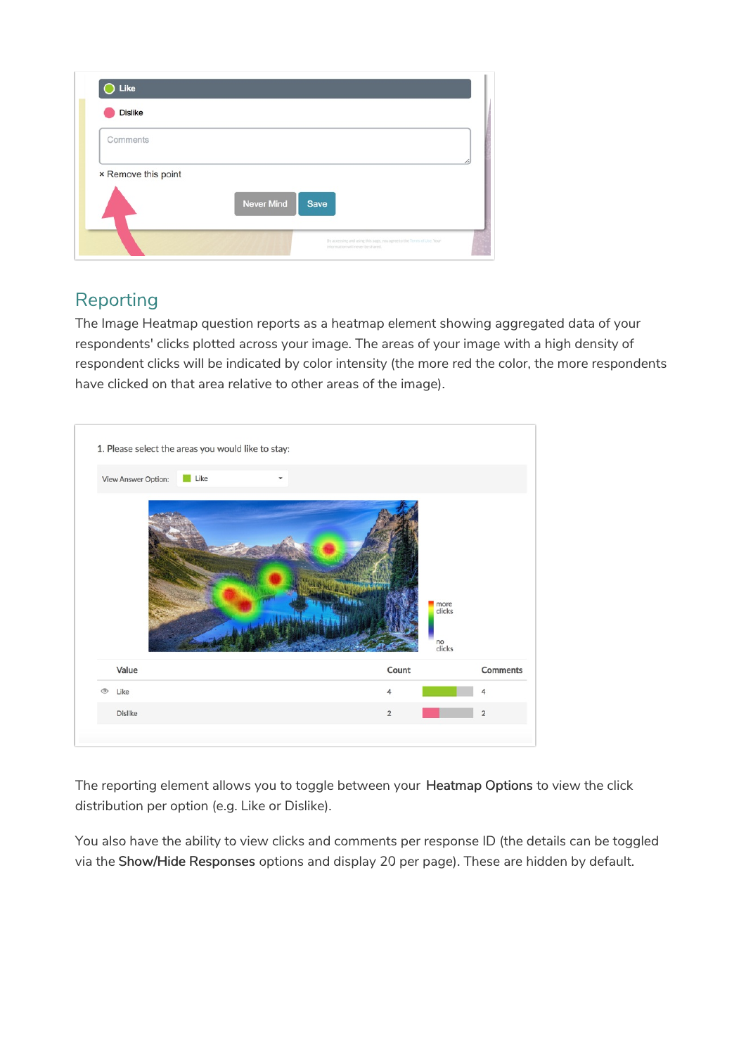## Reporting

The Image Heatmap question reports as a heatmap element showing aggregated data of your respondents' clicks plotted across your image. The areas of your image with a high density of respondent clicks will be indicated by color intensity (the more red the color, the more respondents have clicked on that area relative to other areas of the image).

The reporting element allows you to toggle between your **Heatmap Options** to view the click distribution per option (e.g. Like or Dislike).

You also have the ability to view clicks and comments per response ID (the details can be toggled via the **Show/Hide Responses** options and display 20 per page). These are hidden by default.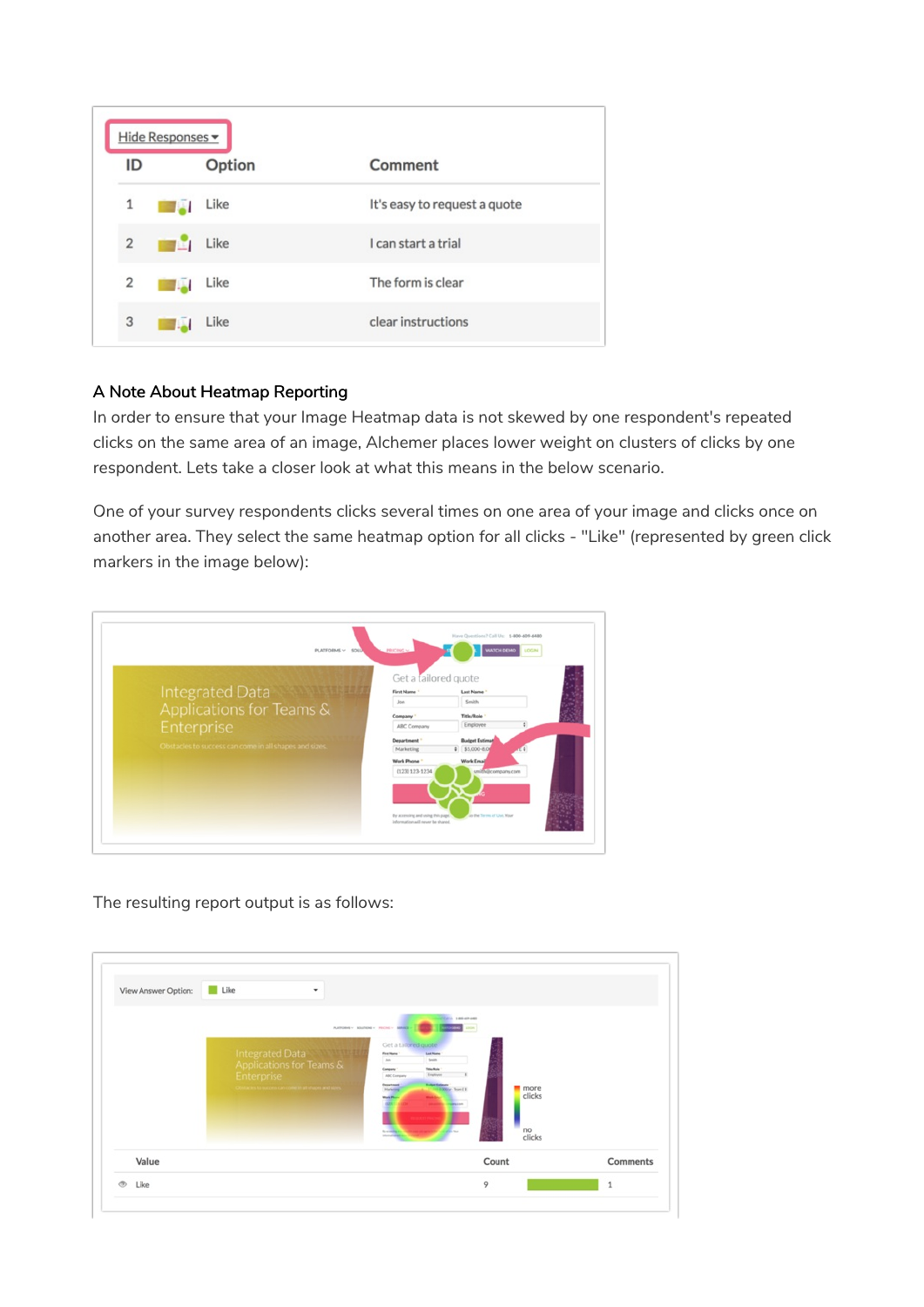Hide Responses ▾

| ID | Option | Comment |
|---|---|---|
| 1 | Like | It's easy to request a quote |
| 2 | Like | I can start a trial |
| 2 | Like | The form is clear |
| 3 | Like | clear instructions |

### A Note About Heatmap Reporting

In order to ensure that your Image Heatmap data is not skewed by one respondent's repeated clicks on the same area of an image, Alchemer places lower weight on clusters of clicks by one respondent. Lets take a closer look at what this means in the below scenario.

One of your survey respondents clicks several times on one area of your image and clicks once on another area. They select the same heatmap option for all clicks - "Like" (represented by green click markers in the image below):

The resulting report output is as follows:

View Answer Option: Like

| Value | Count | Comments |
|---|---|---|
| Like | 9 | 1 |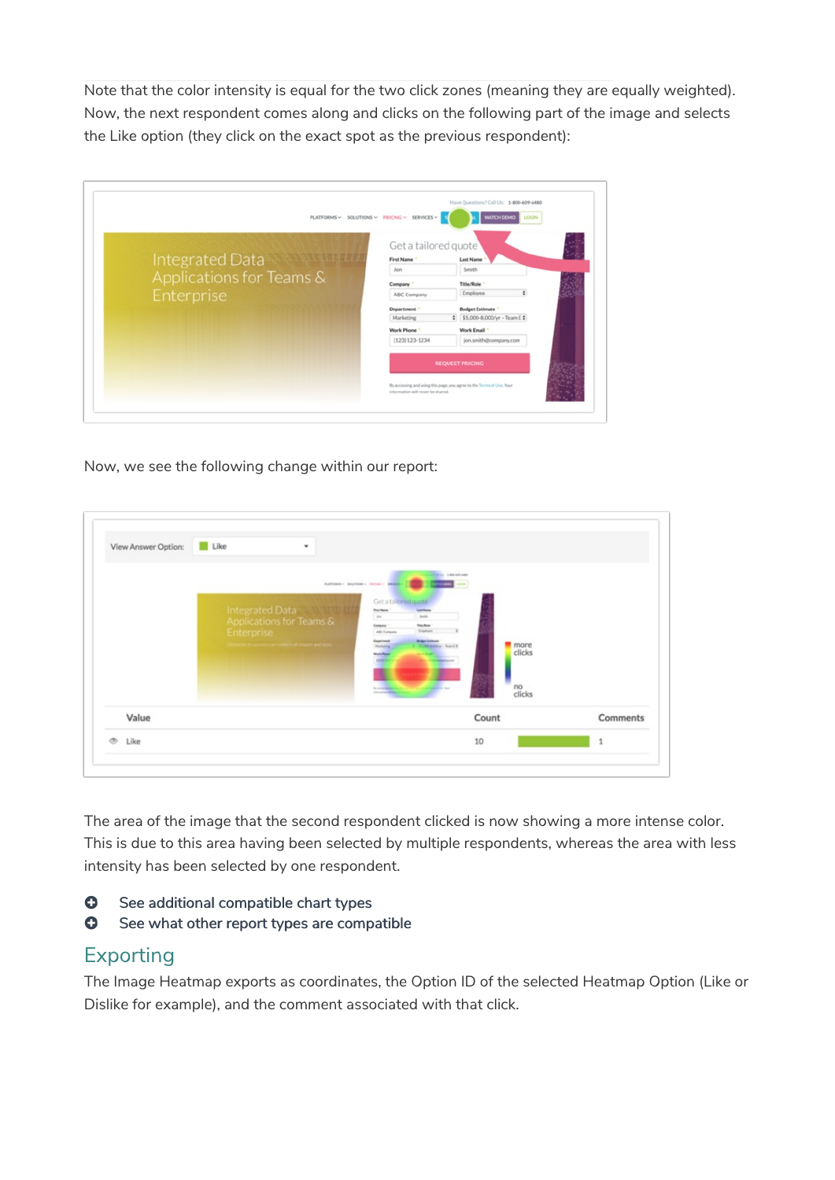Note that the color intensity is equal for the two click zones (meaning they are equally weighted). Now, the next respondent comes along and clicks on the following part of the image and selects the Like option (they click on the exact spot as the previous respondent):

Now, we see the following change within our report:

The area of the image that the second respondent clicked is now showing a more intense color. This is due to this area having been selected by multiple respondents, whereas the area with less intensity has been selected by one respondent.

- See additional compatible chart types
- See what other report types are compatible

## Exporting

The Image Heatmap exports as coordinates, the Option ID of the selected Heatmap Option (Like or Dislike for example), and the comment associated with that click.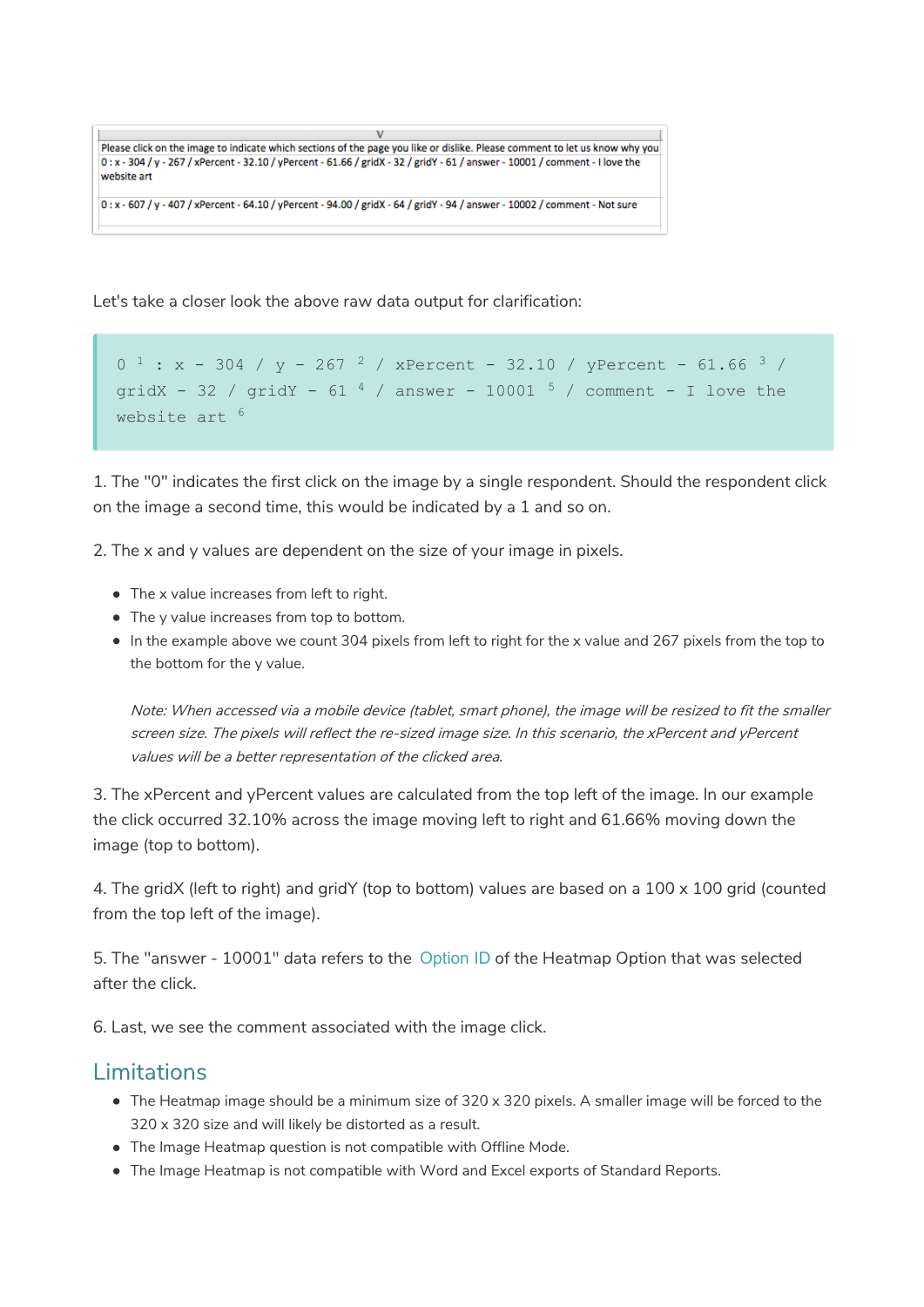| V |
| --- |
| Please click on the image to indicate which sections of the page you like or dislike. Please comment to let us know why you |
| 0 : x - 304 / y - 267 / xPercent - 32.10 / yPercent - 61.66 / gridX - 32 / gridY - 61 / answer - 10001 / comment - I love the website art |
| 0 : x - 607 / y - 407 / xPercent - 64.10 / yPercent - 94.00 / gridX - 64 / gridY - 94 / answer - 10002 / comment - Not sure |

Let's take a closer look the above raw data output for clarification:

```
0 1 : x - 304 / y - 267 2 / xPercent - 32.10 / yPercent - 61.66 3 /
gridX - 32 / gridY - 61 4 / answer - 10001 5 / comment - I love the
website art 6
```

1. The "0" indicates the first click on the image by a single respondent. Should the respondent click on the image a second time, this would be indicated by a 1 and so on.

2. The x and y values are dependent on the size of your image in pixels.

- The x value increases from left to right.
- The y value increases from top to bottom.
- In the example above we count 304 pixels from left to right for the x value and 267 pixels from the top to the bottom for the y value.

  *Note: When accessed via a mobile device (tablet, smart phone), the image will be resized to fit the smaller screen size. The pixels will reflect the re-sized image size. In this scenario, the xPercent and yPercent values will be a better representation of the clicked area.*

3. The xPercent and yPercent values are calculated from the top left of the image. In our example the click occurred 32.10% across the image moving left to right and 61.66% moving down the image (top to bottom).

4. The gridX (left to right) and gridY (top to bottom) values are based on a 100 x 100 grid (counted from the top left of the image).

5. The "answer - 10001" data refers to the Option ID of the Heatmap Option that was selected after the click.

6. Last, we see the comment associated with the image click.

## Limitations

- The Heatmap image should be a minimum size of 320 x 320 pixels. A smaller image will be forced to the 320 x 320 size and will likely be distorted as a result.
- The Image Heatmap question is not compatible with Offline Mode.
- The Image Heatmap is not compatible with Word and Excel exports of Standard Reports.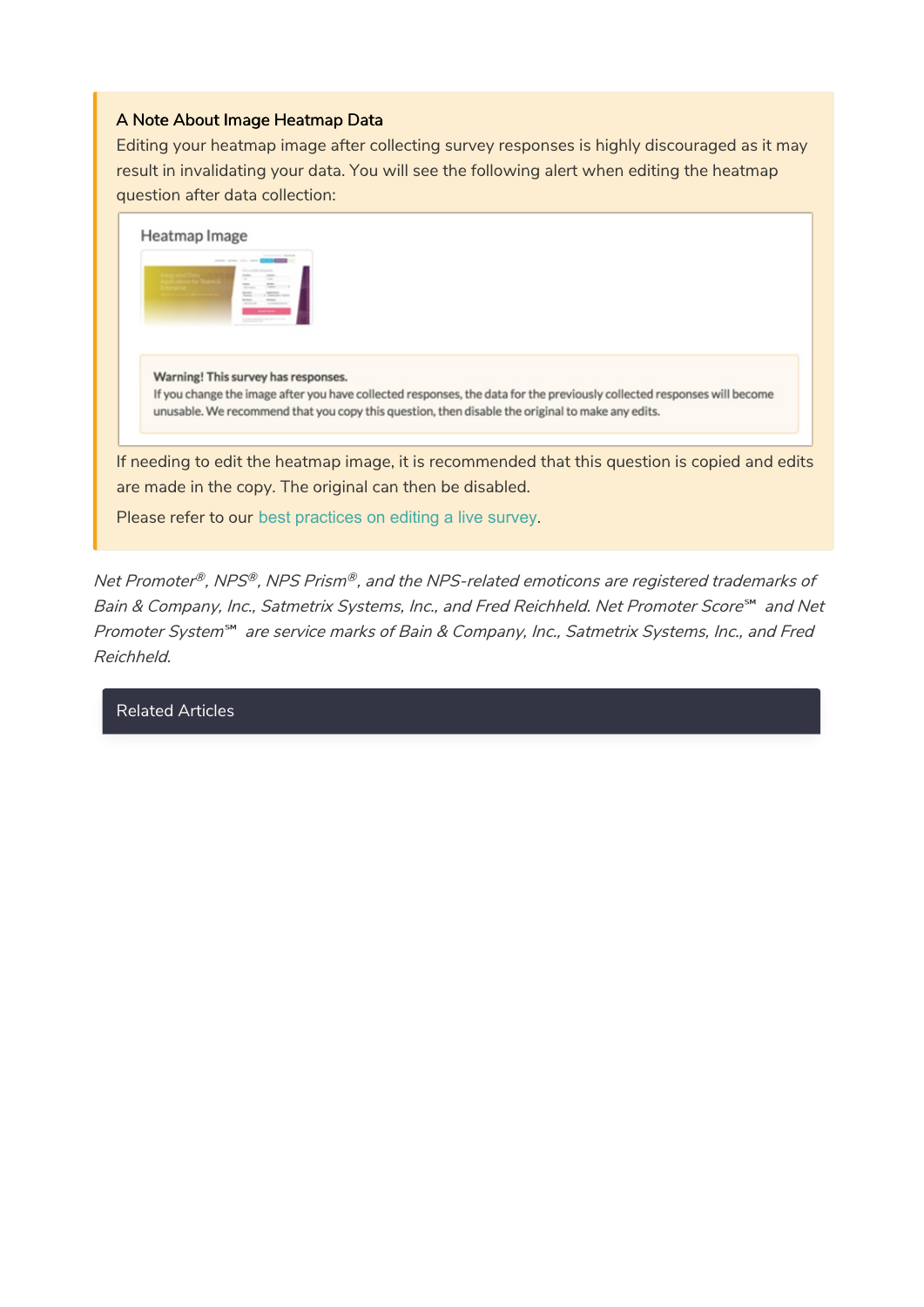**A Note About Image Heatmap Data**

Editing your heatmap image after collecting survey responses is highly discouraged as it may result in invalidating your data. You will see the following alert when editing the heatmap question after data collection:

Heatmap Image

**Warning! This survey has responses.**
If you change the image after you have collected responses, the data for the previously collected responses will become unusable. We recommend that you copy this question, then disable the original to make any edits.

If needing to edit the heatmap image, it is recommended that this question is copied and edits are made in the copy. The original can then be disabled.

Please refer to our best practices on editing a live survey.

*Net Promoter®, NPS®, NPS Prism®, and the NPS-related emoticons are registered trademarks of Bain & Company, Inc., Satmetrix Systems, Inc., and Fred Reichheld. Net Promoter Score℠ and Net Promoter System℠ are service marks of Bain & Company, Inc., Satmetrix Systems, Inc., and Fred Reichheld.*

Related Articles